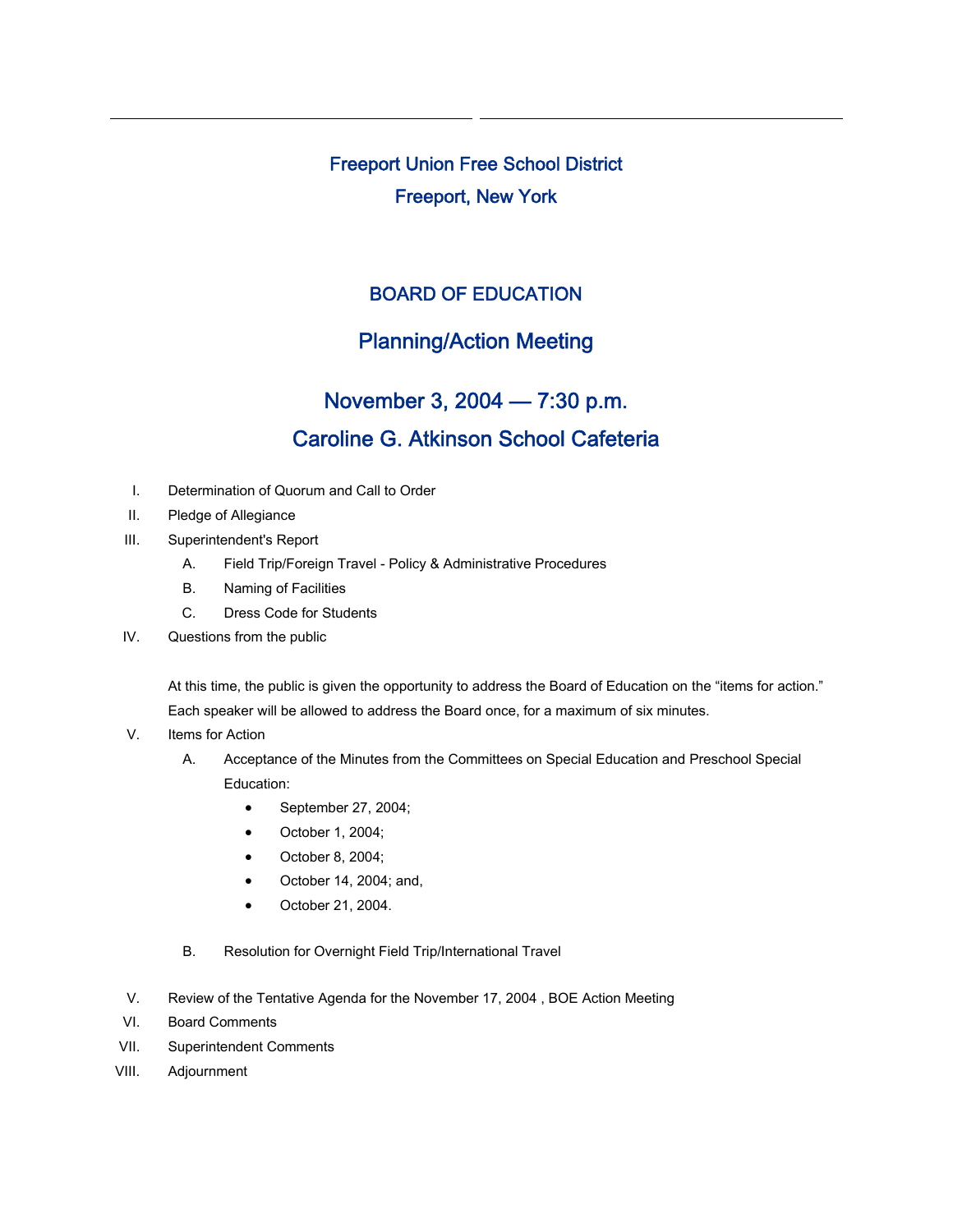# Freeport Union Free School District

## Freeport, New York

## BOARD OF EDUCATION

## Planning/Action Meeting

## November 3, 2004 — 7:30 p.m.

## Caroline G. Atkinson School Cafeteria

I. Determination of Quorum and Call to Order

II. Pledge of Allegiance

III. Superintendent's Report

   A. Field Trip/Foreign Travel - Policy & Administrative Procedures

   B. Naming of Facilities

   C. Dress Code for Students

IV. Questions from the public

   At this time, the public is given the opportunity to address the Board of Education on the "items for action." Each speaker will be allowed to address the Board once, for a maximum of six minutes.

V. Items for Action

   A. Acceptance of the Minutes from the Committees on Special Education and Preschool Special Education:

      - September 27, 2004;
      - October 1, 2004;
      - October 8, 2004;
      - October 14, 2004; and,
      - October 21, 2004.

   B. Resolution for Overnight Field Trip/International Travel

V. Review of the Tentative Agenda for the November 17, 2004 , BOE Action Meeting

VI. Board Comments

VII. Superintendent Comments

VIII. Adjournment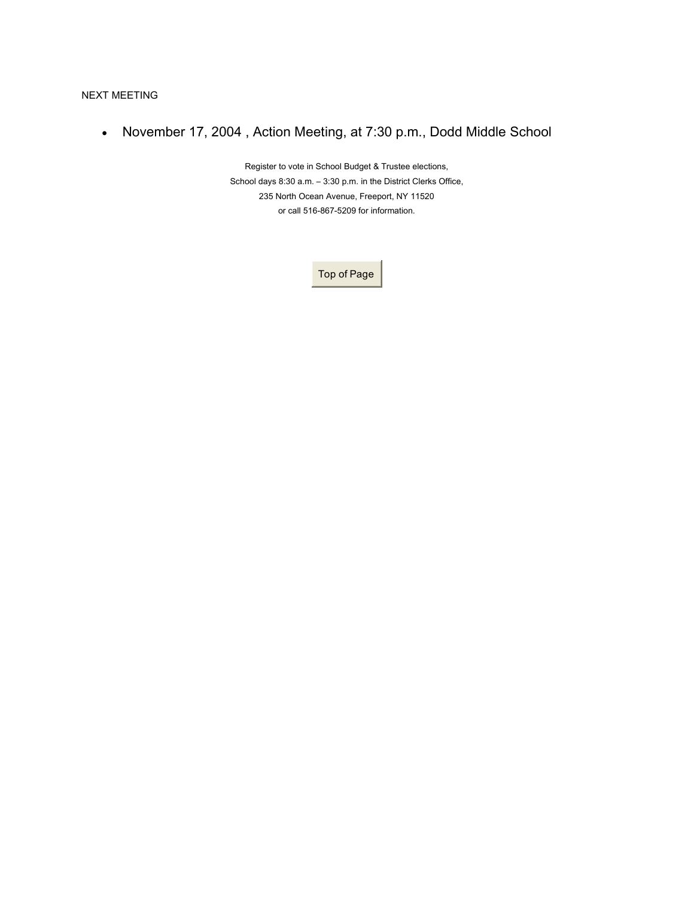NEXT MEETING

- November 17, 2004 , Action Meeting, at 7:30 p.m., Dodd Middle School

Register to vote in School Budget & Trustee elections,
School days 8:30 a.m. – 3:30 p.m. in the District Clerks Office,
235 North Ocean Avenue, Freeport, NY 11520
or call 516-867-5209 for information.

Top of Page